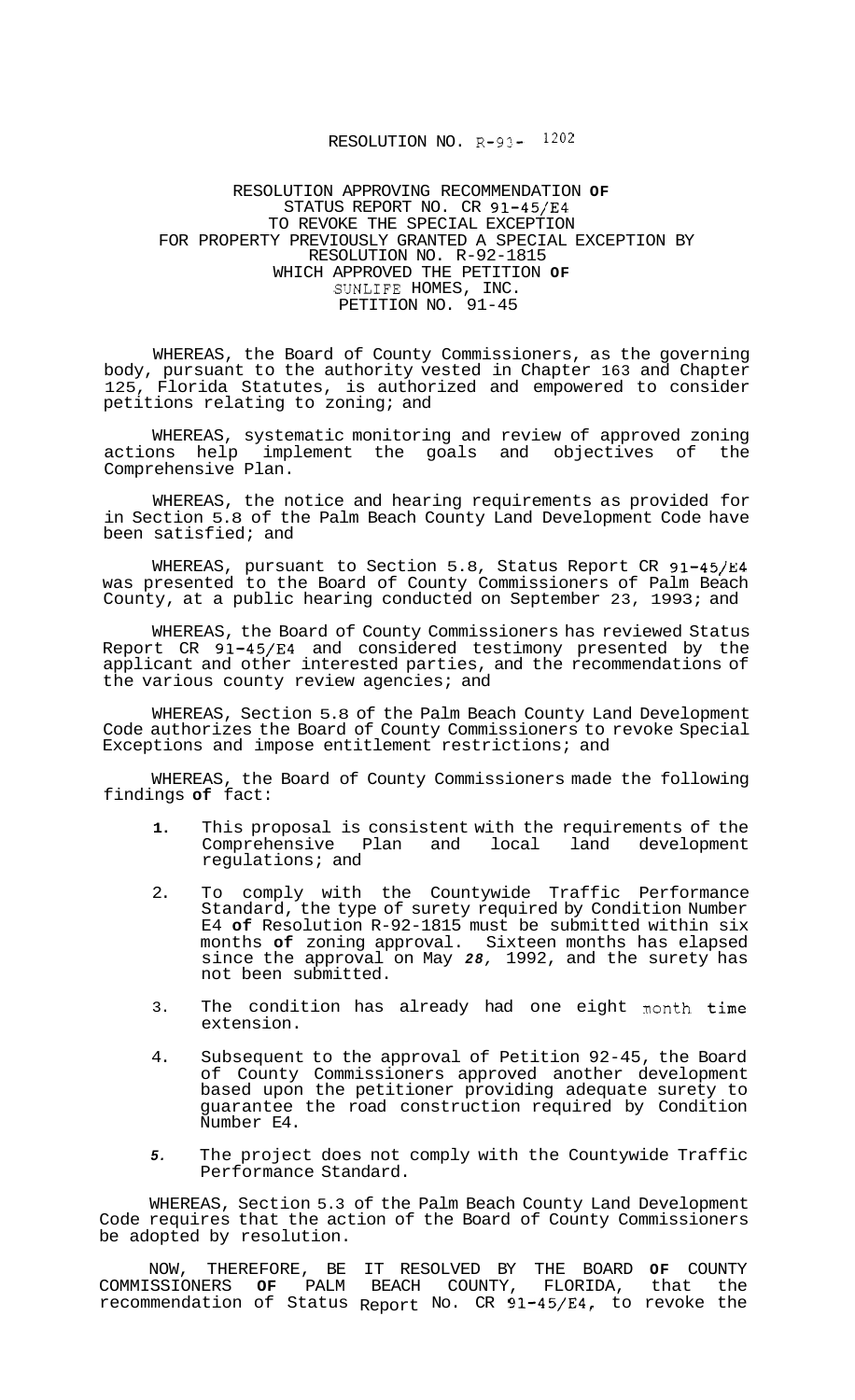RESOLUTION NO. R-93- 1202

RESOLUTION APPROVING RECOMMENDATION **OF** STATUS REPORT NO. CR 91-45/E4 TO REVOKE THE SPECIAL EXCEPTION FOR PROPERTY PREVIOUSLY GRANTED A SPECIAL EXCEPTION BY RESOLUTION NO. R-92-1815 WHICH APPROVED THE PETITION **OF** SUNLIFE HOMES, INC. PETITION NO. 91-45

WHEREAS, the Board of County Commissioners, as the governing body, pursuant to the authority vested in Chapter 163 and Chapter 125, Florida Statutes, is authorized and empowered to consider petitions relating to zoning; and

WHEREAS, systematic monitoring and review of approved zoning actions help implement the goals and objectives of the Comprehensive Plan.

WHEREAS, the notice and hearing requirements as provided for in Section 5.8 of the Palm Beach County Land Development Code have been satisfied; and

WHEREAS, pursuant to Section 5.8, Status Report CR 91-45/E4 was presented to the Board of County Commissioners of Palm Beach County, at a public hearing conducted on September 23, 1993; and

WHEREAS, the Board of County Commissioners has reviewed Status Report CR 91-45/E4 and considered testimony presented by the applicant and other interested parties, and the recommendations of the various county review agencies; and

WHEREAS, Section 5.8 of the Palm Beach County Land Development Code authorizes the Board of County Commissioners to revoke Special Exceptions and impose entitlement restrictions; and

WHEREAS, the Board of County Commissioners made the following findings **of** fact:

1. This proposal is consistent with the requirements of the Comprehensive Plan and local land development regulations; and

2. To comply with the Countywide Traffic Performance Standard, the type of surety required by Condition Number E4 **of** Resolution R-92-1815 must be submitted within six months **of** zoning approval. Sixteen months has elapsed since the approval on May *28,* 1992, and the surety has not been submitted.

3. The condition has already had one eight month time extension.

4. Subsequent to the approval of Petition 92-45, the Board of County Commissioners approved another development based upon the petitioner providing adequate surety to guarantee the road construction required by Condition Number E4.

5. The project does not comply with the Countywide Traffic Performance Standard.

WHEREAS, Section 5.3 of the Palm Beach County Land Development Code requires that the action of the Board of County Commissioners be adopted by resolution.

NOW, THEREFORE, BE IT RESOLVED BY THE BOARD **OF** COUNTY COMMISSIONERS **OF** PALM BEACH COUNTY, FLORIDA, that the recommendation of Status Report No. CR 91-45/E4, to revoke the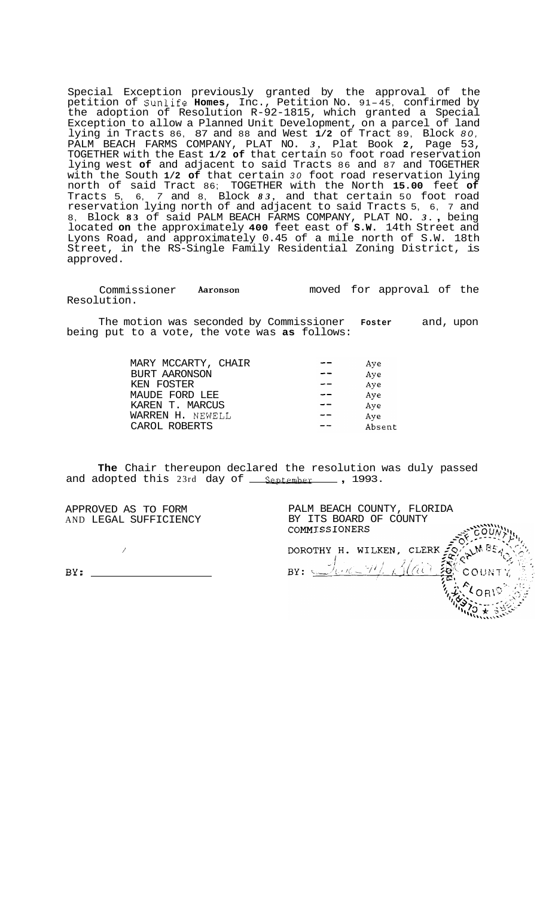Special Exception previously granted by the approval of the petition of Sunlife **Homes**, Inc., Petition No. 91-45, confirmed by the adoption of Resolution R-92-1815, which granted a Special Exception to allow a Planned Unit Development, on a parcel of land lying in Tracts 86, 87 and 88 and West **1/2** of Tract 89, Block *80*, PALM BEACH FARMS COMPANY, PLAT NO. *3*, Plat Book **2**, Page 53, TOGETHER with the East **1/2 of** that certain 50 foot road reservation lying west **of** and adjacent to said Tracts 86 and 87 and TOGETHER with the South **1/2 of** that certain *30* foot road reservation lying north of said Tract 86; TOGETHER with the North **15.00** feet **of** Tracts 5, 6, *7* and 8, Block ***83***, and that certain 50 foot road reservation lying north of and adjacent to said Tracts 5, 6, 7 and 8, Block **83** of said PALM BEACH FARMS COMPANY, PLAT NO. *3*.**,** being located **on** the approximately **400** feet east of **S.W.** 14th Street and Lyons Road, and approximately 0.45 of a mile north of S.W. 18th Street, in the RS-Single Family Residential Zoning District, is approved.

Commissioner **Aaronson** moved for approval of the Resolution.

The motion was seconded by Commissioner **Foster** and, upon being put to a vote, the vote was **as** follows:

| | | |
|---|---|---|
| MARY MCCARTY, CHAIR | -- | Aye |
| BURT AARONSON | -- | Aye |
| KEN FOSTER | -- | Aye |
| MAUDE FORD LEE | -- | Aye |
| KAREN T. MARCUS | -- | Aye |
| WARREN H. NEWELL | -- | Aye |
| CAROL ROBERTS | -- | Absent |

**The** Chair thereupon declared the resolution was duly passed and adopted this 23rd day of September **,** 1993.

APPROVED AS TO FORM AND LEGAL SUFFICIENCY

BY: ____________________

PALM BEACH COUNTY, FLORIDA BY ITS BOARD OF COUNTY COMMISSIONERS

DOROTHY H. WILKEN, CLERK

BY: ____________________